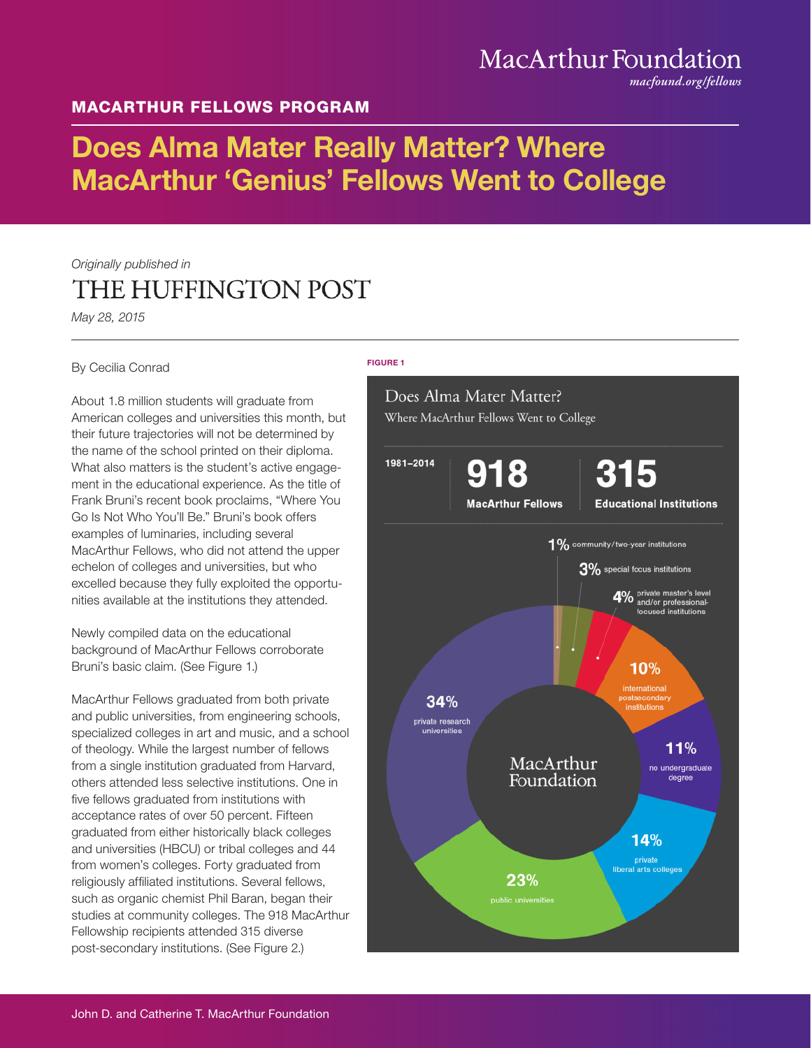MacArthur Foundation
*macfound.org/fellows*

**MACARTHUR FELLOWS PROGRAM**

# Does Alma Mater Really Matter? Where MacArthur 'Genius' Fellows Went to College

*Originally published in*

THE HUFFINGTON POST

*May 28, 2015*

By Cecilia Conrad

About 1.8 million students will graduate from American colleges and universities this month, but their future trajectories will not be determined by the name of the school printed on their diploma. What also matters is the student's active engagement in the educational experience. As the title of Frank Bruni's recent book proclaims, "Where You Go Is Not Who You'll Be." Bruni's book offers examples of luminaries, including several MacArthur Fellows, who did not attend the upper echelon of colleges and universities, but who excelled because they fully exploited the opportunities available at the institutions they attended.

Newly compiled data on the educational background of MacArthur Fellows corroborate Bruni's basic claim. (See Figure 1.)

MacArthur Fellows graduated from both private and public universities, from engineering schools, specialized colleges in art and music, and a school of theology. While the largest number of fellows from a single institution graduated from Harvard, others attended less selective institutions. One in five fellows graduated from institutions with acceptance rates of over 50 percent. Fifteen graduated from either historically black colleges and universities (HBCU) or tribal colleges and 44 from women's colleges. Forty graduated from religiously affiliated institutions. Several fellows, such as organic chemist Phil Baran, began their studies at community colleges. The 918 MacArthur Fellowship recipients attended 315 diverse post-secondary institutions. (See Figure 2.)

**FIGURE 1**

Does Alma Mater Matter?
Where MacArthur Fellows Went to College

1981–2014

918
MacArthur Fellows

315
Educational Institutions

1% community/two-year institutions
3% special focus institutions
4% private master's level and/or professional-focused institutions
10% international postsecondary institutions
11% no undergraduate degree
14% private liberal arts colleges
23% public universities
34% private research universities

MacArthur Foundation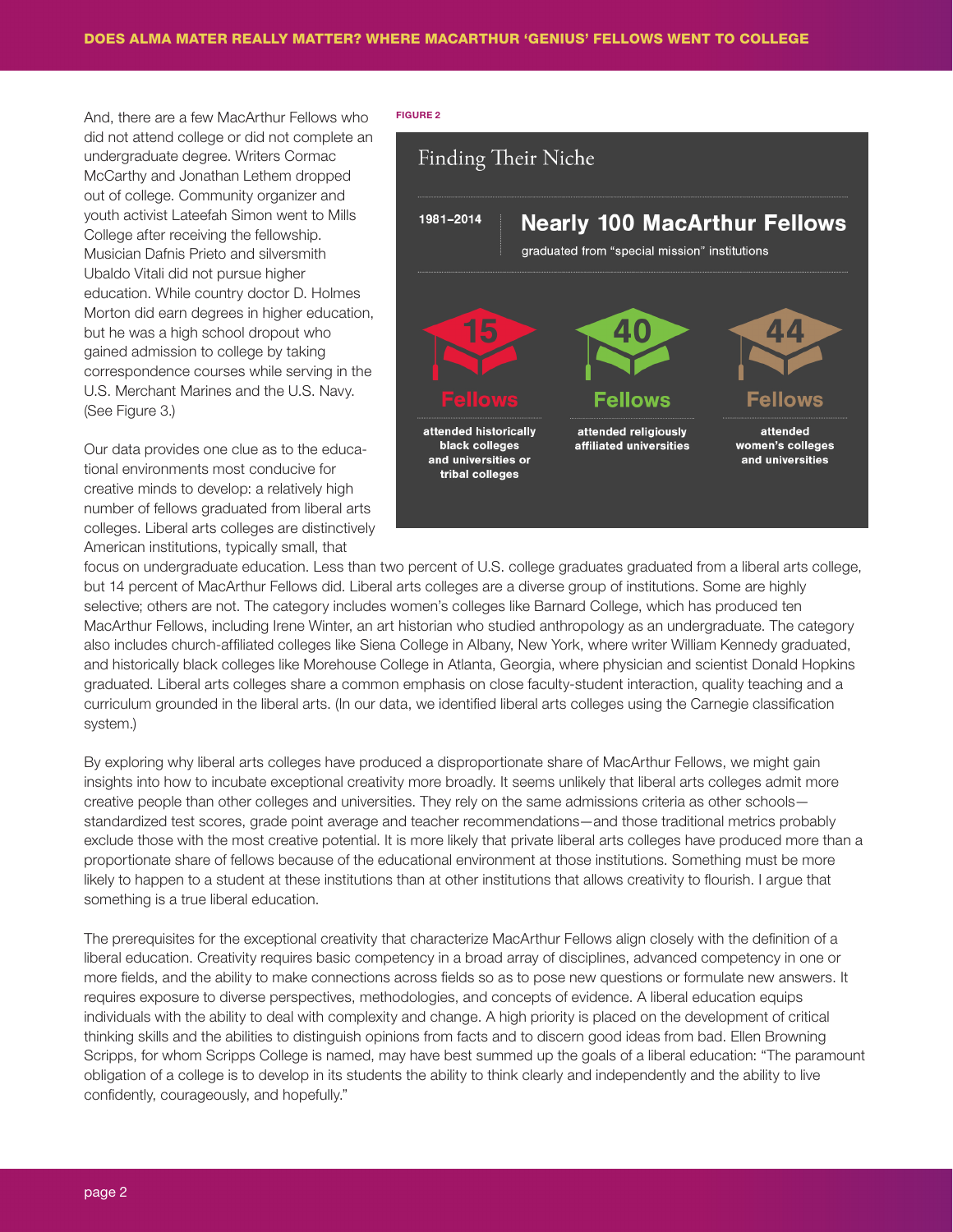And, there are a few MacArthur Fellows who did not attend college or did not complete an undergraduate degree. Writers Cormac McCarthy and Jonathan Lethem dropped out of college. Community organizer and youth activist Lateefah Simon went to Mills College after receiving the fellowship. Musician Dafnis Prieto and silversmith Ubaldo Vitali did not pursue higher education. While country doctor D. Holmes Morton did earn degrees in higher education, but he was a high school dropout who gained admission to college by taking correspondence courses while serving in the U.S. Merchant Marines and the U.S. Navy. (See Figure 3.)

**FIGURE 2**

Finding Their Niche

1981–2014

**Nearly 100 MacArthur Fellows**

graduated from "special mission" institutions

15 Fellows

attended historically black colleges and universities or tribal colleges

40 Fellows

attended religiously affiliated universities

44 Fellows

attended women's colleges and universities

Our data provides one clue as to the educational environments most conducive for creative minds to develop: a relatively high number of fellows graduated from liberal arts colleges. Liberal arts colleges are distinctively American institutions, typically small, that focus on undergraduate education. Less than two percent of U.S. college graduates graduated from a liberal arts college, but 14 percent of MacArthur Fellows did. Liberal arts colleges are a diverse group of institutions. Some are highly selective; others are not. The category includes women's colleges like Barnard College, which has produced ten MacArthur Fellows, including Irene Winter, an art historian who studied anthropology as an undergraduate. The category also includes church-affiliated colleges like Siena College in Albany, New York, where writer William Kennedy graduated, and historically black colleges like Morehouse College in Atlanta, Georgia, where physician and scientist Donald Hopkins graduated. Liberal arts colleges share a common emphasis on close faculty-student interaction, quality teaching and a curriculum grounded in the liberal arts. (In our data, we identified liberal arts colleges using the Carnegie classification system.)

By exploring why liberal arts colleges have produced a disproportionate share of MacArthur Fellows, we might gain insights into how to incubate exceptional creativity more broadly. It seems unlikely that liberal arts colleges admit more creative people than other colleges and universities. They rely on the same admissions criteria as other schools—standardized test scores, grade point average and teacher recommendations—and those traditional metrics probably exclude those with the most creative potential. It is more likely that private liberal arts colleges have produced more than a proportionate share of fellows because of the educational environment at those institutions. Something must be more likely to happen to a student at these institutions than at other institutions that allows creativity to flourish. I argue that something is a true liberal education.

The prerequisites for the exceptional creativity that characterize MacArthur Fellows align closely with the definition of a liberal education. Creativity requires basic competency in a broad array of disciplines, advanced competency in one or more fields, and the ability to make connections across fields so as to pose new questions or formulate new answers. It requires exposure to diverse perspectives, methodologies, and concepts of evidence. A liberal education equips individuals with the ability to deal with complexity and change. A high priority is placed on the development of critical thinking skills and the abilities to distinguish opinions from facts and to discern good ideas from bad. Ellen Browning Scripps, for whom Scripps College is named, may have best summed up the goals of a liberal education: "The paramount obligation of a college is to develop in its students the ability to think clearly and independently and the ability to live confidently, courageously, and hopefully."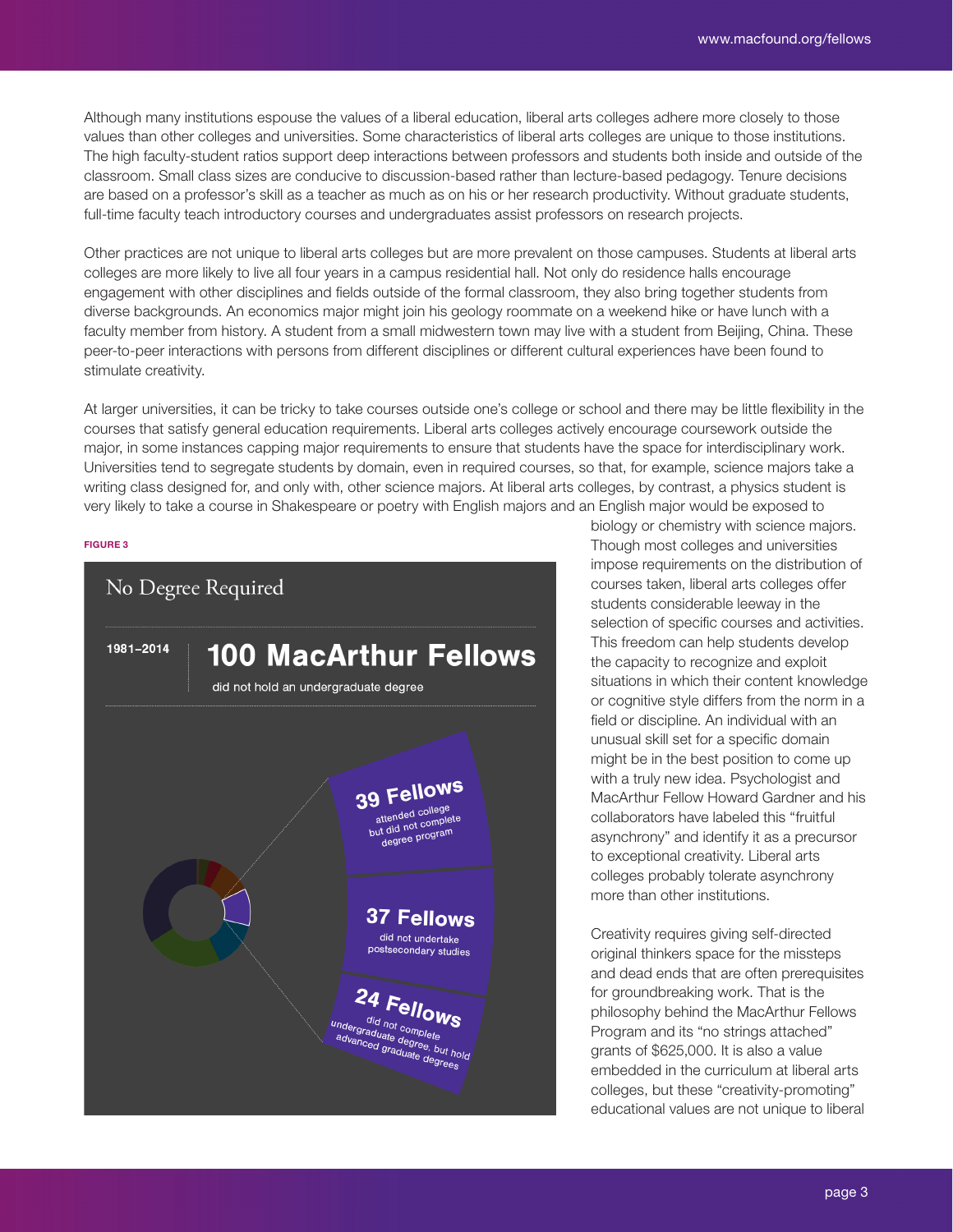Although many institutions espouse the values of a liberal education, liberal arts colleges adhere more closely to those values than other colleges and universities. Some characteristics of liberal arts colleges are unique to those institutions. The high faculty-student ratios support deep interactions between professors and students both inside and outside of the classroom. Small class sizes are conducive to discussion-based rather than lecture-based pedagogy. Tenure decisions are based on a professor's skill as a teacher as much as on his or her research productivity. Without graduate students, full-time faculty teach introductory courses and undergraduates assist professors on research projects.

Other practices are not unique to liberal arts colleges but are more prevalent on those campuses. Students at liberal arts colleges are more likely to live all four years in a campus residential hall. Not only do residence halls encourage engagement with other disciplines and fields outside of the formal classroom, they also bring together students from diverse backgrounds. An economics major might join his geology roommate on a weekend hike or have lunch with a faculty member from history. A student from a small midwestern town may live with a student from Beijing, China. These peer-to-peer interactions with persons from different disciplines or different cultural experiences have been found to stimulate creativity.

At larger universities, it can be tricky to take courses outside one's college or school and there may be little flexibility in the courses that satisfy general education requirements. Liberal arts colleges actively encourage coursework outside the major, in some instances capping major requirements to ensure that students have the space for interdisciplinary work. Universities tend to segregate students by domain, even in required courses, so that, for example, science majors take a writing class designed for, and only with, other science majors. At liberal arts colleges, by contrast, a physics student is very likely to take a course in Shakespeare or poetry with English majors and an English major would be exposed to biology or chemistry with science majors. Though most colleges and universities impose requirements on the distribution of courses taken, liberal arts colleges offer students considerable leeway in the selection of specific courses and activities. This freedom can help students develop the capacity to recognize and exploit situations in which their content knowledge or cognitive style differs from the norm in a field or discipline. An individual with an unusual skill set for a specific domain might be in the best position to come up with a truly new idea. Psychologist and MacArthur Fellow Howard Gardner and his collaborators have labeled this "fruitful asynchrony" and identify it as a precursor to exceptional creativity. Liberal arts colleges probably tolerate asynchrony more than other institutions.

**FIGURE 3**

No Degree Required

1981–2014

**100 MacArthur Fellows**
did not hold an undergraduate degree

**39 Fellows**
attended college but did not complete degree program

**37 Fellows**
did not undertake postsecondary studies

**24 Fellows**
did not complete undergraduate degree, but hold advanced graduate degrees

Creativity requires giving self-directed original thinkers space for the missteps and dead ends that are often prerequisites for groundbreaking work. That is the philosophy behind the MacArthur Fellows Program and its "no strings attached" grants of $625,000. It is also a value embedded in the curriculum at liberal arts colleges, but these "creativity-promoting" educational values are not unique to liberal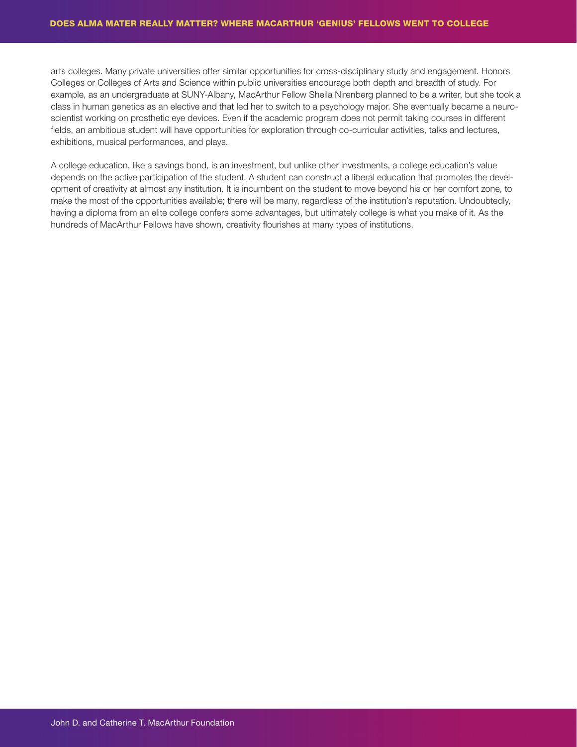arts colleges. Many private universities offer similar opportunities for cross-disciplinary study and engagement. Honors Colleges or Colleges of Arts and Science within public universities encourage both depth and breadth of study. For example, as an undergraduate at SUNY-Albany, MacArthur Fellow Sheila Nirenberg planned to be a writer, but she took a class in human genetics as an elective and that led her to switch to a psychology major. She eventually became a neuroscientist working on prosthetic eye devices. Even if the academic program does not permit taking courses in different fields, an ambitious student will have opportunities for exploration through co-curricular activities, talks and lectures, exhibitions, musical performances, and plays.

A college education, like a savings bond, is an investment, but unlike other investments, a college education's value depends on the active participation of the student. A student can construct a liberal education that promotes the development of creativity at almost any institution. It is incumbent on the student to move beyond his or her comfort zone, to make the most of the opportunities available; there will be many, regardless of the institution's reputation. Undoubtedly, having a diploma from an elite college confers some advantages, but ultimately college is what you make of it. As the hundreds of MacArthur Fellows have shown, creativity flourishes at many types of institutions.